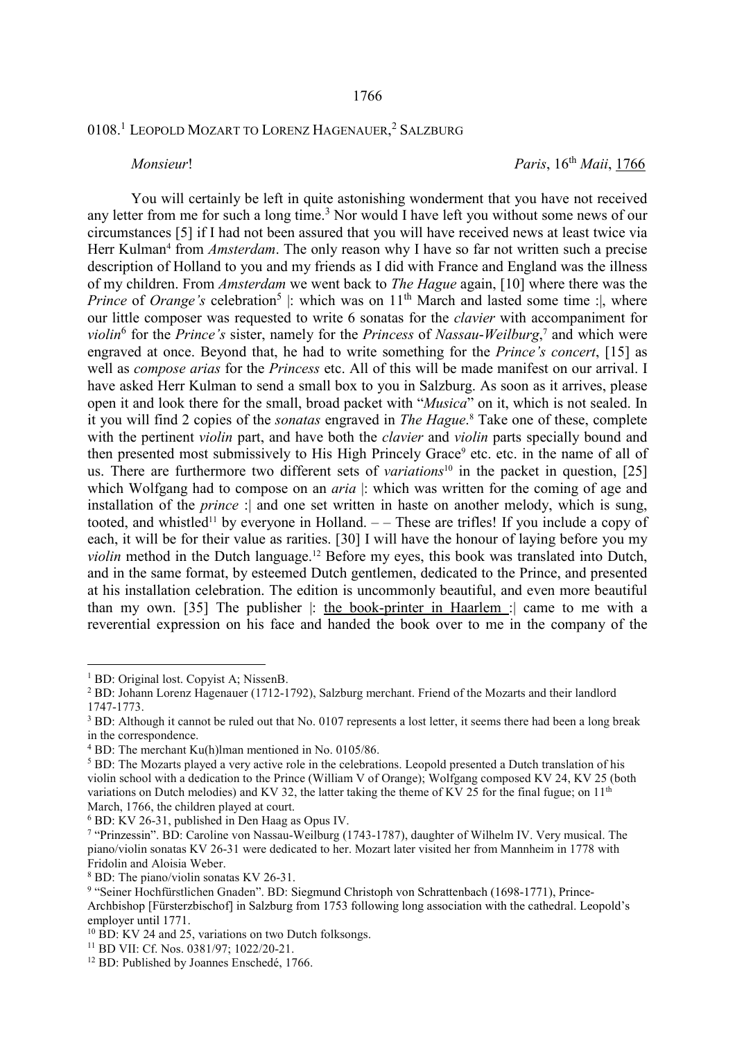1766

0108.[1] LEOPOLD MOZART TO LORENZ HAGENAUER,[2] SALZBURG

*Monsieur*! *Paris*, 16th *Maii*, 1766

You will certainly be left in quite astonishing wonderment that you have not received any letter from me for such a long time.[3] Nor would I have left you without some news of our circumstances [5] if I had not been assured that you will have received news at least twice via Herr Kulman[4] from *Amsterdam*. The only reason why I have so far not written such a precise description of Holland to you and my friends as I did with France and England was the illness of my children. From *Amsterdam* we went back to *The Hague* again, [10] where there was the *Prince* of *Orange's* celebration[5] |: which was on 11th March and lasted some time :|, where our little composer was requested to write 6 sonatas for the *clavier* with accompaniment for *violin*[6] for the *Prince's* sister, namely for the *Princess* of *Nassau-Weilburg*,[7] and which were engraved at once. Beyond that, he had to write something for the *Prince's concert*, [15] as well as *compose arias* for the *Princess* etc. All of this will be made manifest on our arrival. I have asked Herr Kulman to send a small box to you in Salzburg. As soon as it arrives, please open it and look there for the small, broad packet with "*Musica*" on it, which is not sealed. In it you will find 2 copies of the *sonatas* engraved in *The Hague*.[8] Take one of these, complete with the pertinent *violin* part, and have both the *clavier* and *violin* parts specially bound and then presented most submissively to His High Princely Grace[9] etc. etc. in the name of all of us. There are furthermore two different sets of *variations*[10] in the packet in question, [25] which Wolfgang had to compose on an *aria* |: which was written for the coming of age and installation of the *prince* :| and one set written in haste on another melody, which is sung, tooted, and whistled[11] by everyone in Holland. – – These are trifles! If you include a copy of each, it will be for their value as rarities. [30] I will have the honour of laying before you my *violin* method in the Dutch language.[12] Before my eyes, this book was translated into Dutch, and in the same format, by esteemed Dutch gentlemen, dedicated to the Prince, and presented at his installation celebration. The edition is uncommonly beautiful, and even more beautiful than my own. [35] The publisher |: the book-printer in Haarlem :| came to me with a reverential expression on his face and handed the book over to me in the company of the

---

[1] BD: Original lost. Copyist A; NissenB.

[2] BD: Johann Lorenz Hagenauer (1712-1792), Salzburg merchant. Friend of the Mozarts and their landlord 1747-1773.

[3] BD: Although it cannot be ruled out that No. 0107 represents a lost letter, it seems there had been a long break in the correspondence.

[4] BD: The merchant Ku(h)lman mentioned in No. 0105/86.

[5] BD: The Mozarts played a very active role in the celebrations. Leopold presented a Dutch translation of his violin school with a dedication to the Prince (William V of Orange); Wolfgang composed KV 24, KV 25 (both variations on Dutch melodies) and KV 32, the latter taking the theme of KV 25 for the final fugue; on 11th March, 1766, the children played at court.

[6] BD: KV 26-31, published in Den Haag as Opus IV.

[7] "Prinzessin". BD: Caroline von Nassau-Weilburg (1743-1787), daughter of Wilhelm IV. Very musical. The piano/violin sonatas KV 26-31 were dedicated to her. Mozart later visited her from Mannheim in 1778 with Fridolin and Aloisia Weber.

[8] BD: The piano/violin sonatas KV 26-31.

[9] "Seiner Hochfürstlichen Gnaden". BD: Siegmund Christoph von Schrattenbach (1698-1771), Prince-Archbishop [Fürsterzbischof] in Salzburg from 1753 following long association with the cathedral. Leopold's employer until 1771.

[10] BD: KV 24 and 25, variations on two Dutch folksongs.

[11] BD VII: Cf. Nos. 0381/97; 1022/20-21.

[12] BD: Published by Joannes Enschedé, 1766.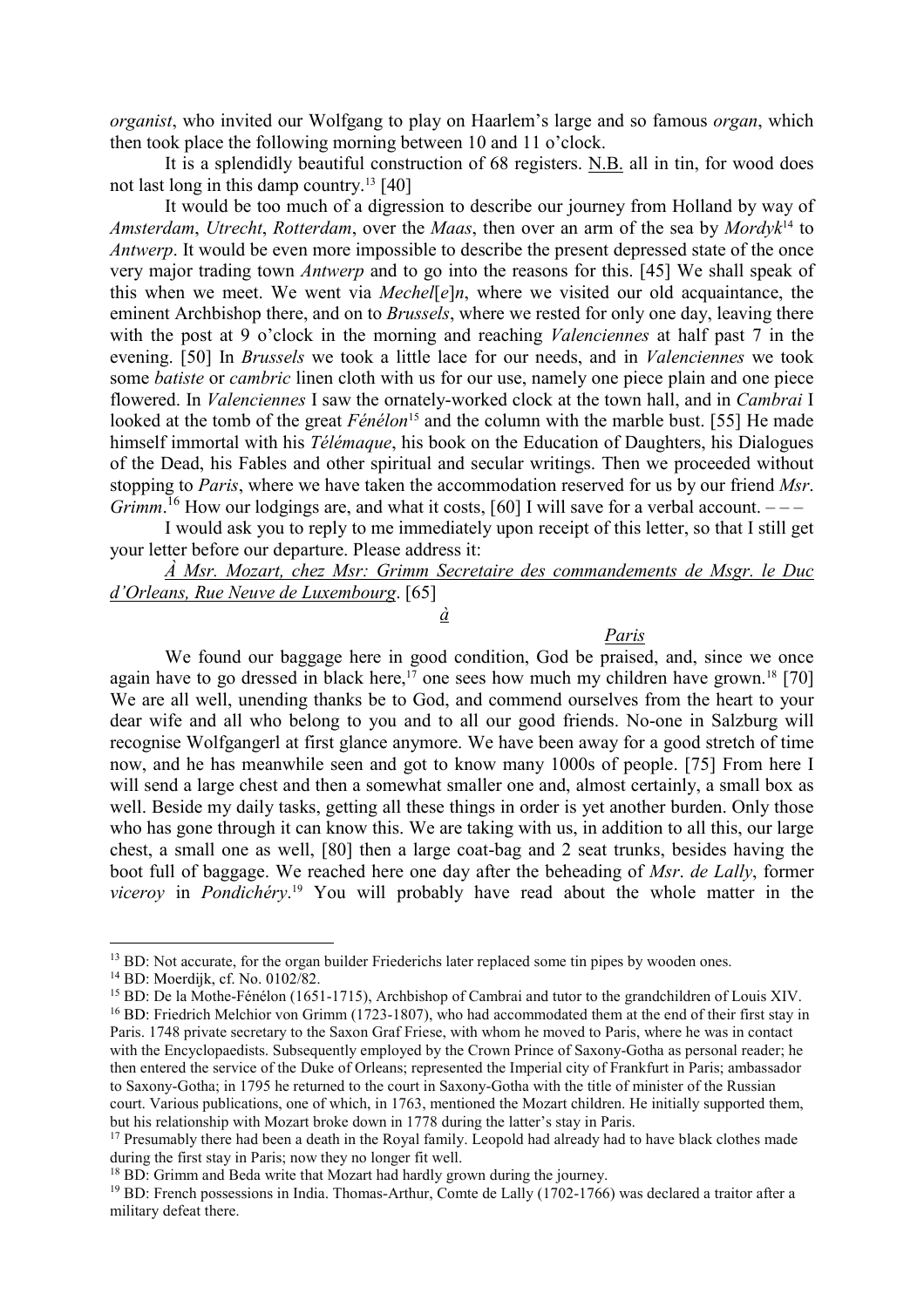*organist*, who invited our Wolfgang to play on Haarlem's large and so famous *organ*, which then took place the following morning between 10 and 11 o'clock.

It is a splendidly beautiful construction of 68 registers. N.B. all in tin, for wood does not last long in this damp country.[13] [40]

It would be too much of a digression to describe our journey from Holland by way of *Amsterdam*, *Utrecht*, *Rotterdam*, over the *Maas*, then over an arm of the sea by *Mordyk*[14] to *Antwerp*. It would be even more impossible to describe the present depressed state of the once very major trading town *Antwerp* and to go into the reasons for this. [45] We shall speak of this when we meet. We went via *Mechel*[*e*]*n*, where we visited our old acquaintance, the eminent Archbishop there, and on to *Brussels*, where we rested for only one day, leaving there with the post at 9 o'clock in the morning and reaching *Valenciennes* at half past 7 in the evening. [50] In *Brussels* we took a little lace for our needs, and in *Valenciennes* we took some *batiste* or *cambric* linen cloth with us for our use, namely one piece plain and one piece flowered. In *Valenciennes* I saw the ornately-worked clock at the town hall, and in *Cambrai* I looked at the tomb of the great *Fénélon*[15] and the column with the marble bust. [55] He made himself immortal with his *Télémaque*, his book on the Education of Daughters, his Dialogues of the Dead, his Fables and other spiritual and secular writings. Then we proceeded without stopping to *Paris*, where we have taken the accommodation reserved for us by our friend *Msr*. *Grimm*.[16] How our lodgings are, and what it costs, [60] I will save for a verbal account. – – –

I would ask you to reply to me immediately upon receipt of this letter, so that I still get your letter before our departure. Please address it:

*À Msr. Mozart, chez Msr: Grimm Secretaire des commandements de Msgr. le Duc d'Orleans, Rue Neuve de Luxembourg*. [65]

*à*

*Paris*

We found our baggage here in good condition, God be praised, and, since we once again have to go dressed in black here,[17] one sees how much my children have grown.[18] [70] We are all well, unending thanks be to God, and commend ourselves from the heart to your dear wife and all who belong to you and to all our good friends. No-one in Salzburg will recognise Wolfgangerl at first glance anymore. We have been away for a good stretch of time now, and he has meanwhile seen and got to know many 1000s of people. [75] From here I will send a large chest and then a somewhat smaller one and, almost certainly, a small box as well. Beside my daily tasks, getting all these things in order is yet another burden. Only those who has gone through it can know this. We are taking with us, in addition to all this, our large chest, a small one as well, [80] then a large coat-bag and 2 seat trunks, besides having the boot full of baggage. We reached here one day after the beheading of *Msr*. *de Lally*, former *viceroy* in *Pondichéry*.[19] You will probably have read about the whole matter in the

---

[13] BD: Not accurate, for the organ builder Friederichs later replaced some tin pipes by wooden ones.

[14] BD: Moerdijk, cf. No. 0102/82.

[15] BD: De la Mothe-Fénélon (1651-1715), Archbishop of Cambrai and tutor to the grandchildren of Louis XIV.

[16] BD: Friedrich Melchior von Grimm (1723-1807), who had accommodated them at the end of their first stay in Paris. 1748 private secretary to the Saxon Graf Friese, with whom he moved to Paris, where he was in contact with the Encyclopaedists. Subsequently employed by the Crown Prince of Saxony-Gotha as personal reader; he then entered the service of the Duke of Orleans; represented the Imperial city of Frankfurt in Paris; ambassador to Saxony-Gotha; in 1795 he returned to the court in Saxony-Gotha with the title of minister of the Russian court. Various publications, one of which, in 1763, mentioned the Mozart children. He initially supported them, but his relationship with Mozart broke down in 1778 during the latter's stay in Paris.

[17] Presumably there had been a death in the Royal family. Leopold had already had to have black clothes made during the first stay in Paris; now they no longer fit well.

[18] BD: Grimm and Beda write that Mozart had hardly grown during the journey.

[19] BD: French possessions in India. Thomas-Arthur, Comte de Lally (1702-1766) was declared a traitor after a military defeat there.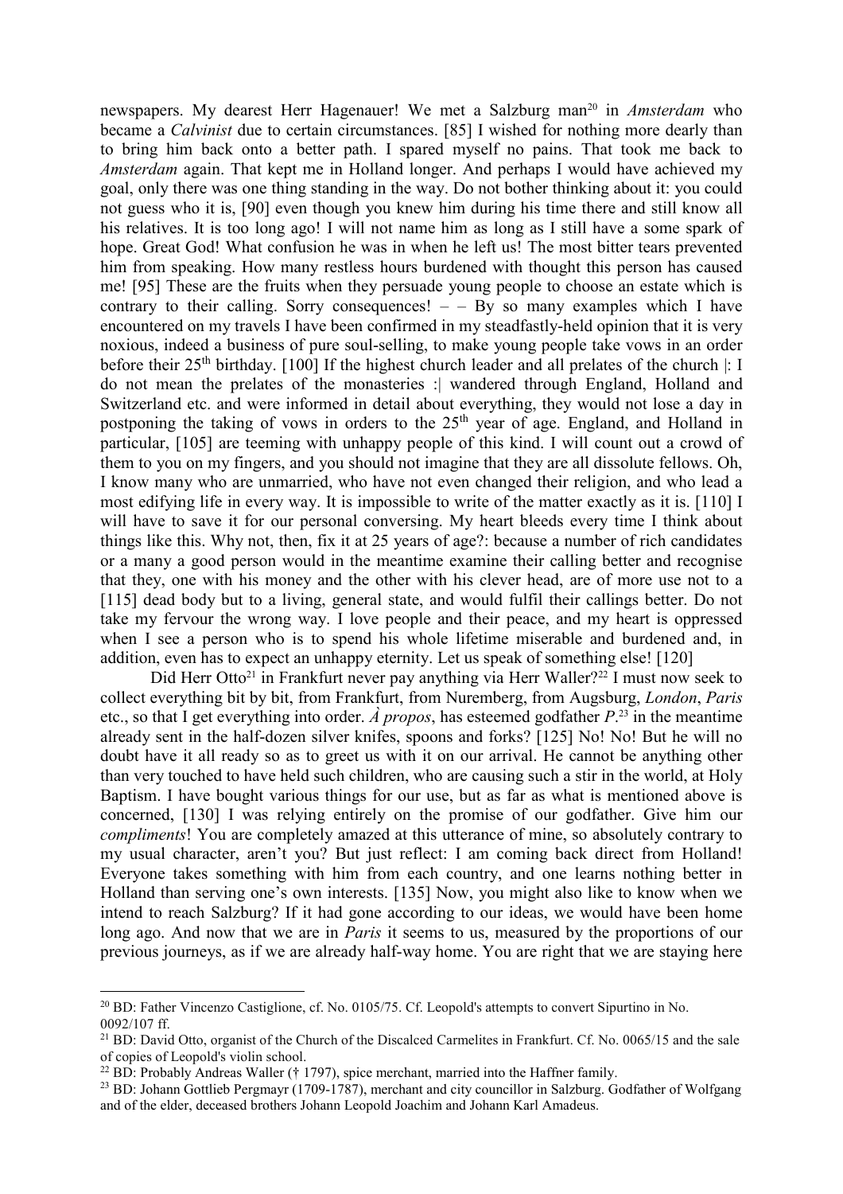newspapers. My dearest Herr Hagenauer! We met a Salzburg man[20] in *Amsterdam* who became a *Calvinist* due to certain circumstances. [85] I wished for nothing more dearly than to bring him back onto a better path. I spared myself no pains. That took me back to *Amsterdam* again. That kept me in Holland longer. And perhaps I would have achieved my goal, only there was one thing standing in the way. Do not bother thinking about it: you could not guess who it is, [90] even though you knew him during his time there and still know all his relatives. It is too long ago! I will not name him as long as I still have a some spark of hope. Great God! What confusion he was in when he left us! The most bitter tears prevented him from speaking. How many restless hours burdened with thought this person has caused me! [95] These are the fruits when they persuade young people to choose an estate which is contrary to their calling. Sorry consequences! – – By so many examples which I have encountered on my travels I have been confirmed in my steadfastly-held opinion that it is very noxious, indeed a business of pure soul-selling, to make young people take vows in an order before their 25th birthday. [100] If the highest church leader and all prelates of the church |: I do not mean the prelates of the monasteries :| wandered through England, Holland and Switzerland etc. and were informed in detail about everything, they would not lose a day in postponing the taking of vows in orders to the 25th year of age. England, and Holland in particular, [105] are teeming with unhappy people of this kind. I will count out a crowd of them to you on my fingers, and you should not imagine that they are all dissolute fellows. Oh, I know many who are unmarried, who have not even changed their religion, and who lead a most edifying life in every way. It is impossible to write of the matter exactly as it is. [110] I will have to save it for our personal conversing. My heart bleeds every time I think about things like this. Why not, then, fix it at 25 years of age?: because a number of rich candidates or a many a good person would in the meantime examine their calling better and recognise that they, one with his money and the other with his clever head, are of more use not to a [115] dead body but to a living, general state, and would fulfil their callings better. Do not take my fervour the wrong way. I love people and their peace, and my heart is oppressed when I see a person who is to spend his whole lifetime miserable and burdened and, in addition, even has to expect an unhappy eternity. Let us speak of something else! [120]

Did Herr Otto[21] in Frankfurt never pay anything via Herr Waller?[22] I must now seek to collect everything bit by bit, from Frankfurt, from Nuremberg, from Augsburg, *London*, *Paris* etc., so that I get everything into order. *À propos*, has esteemed godfather *P*.[23] in the meantime already sent in the half-dozen silver knifes, spoons and forks? [125] No! No! But he will no doubt have it all ready so as to greet us with it on our arrival. He cannot be anything other than very touched to have held such children, who are causing such a stir in the world, at Holy Baptism. I have bought various things for our use, but as far as what is mentioned above is concerned, [130] I was relying entirely on the promise of our godfather. Give him our *compliments*! You are completely amazed at this utterance of mine, so absolutely contrary to my usual character, aren't you? But just reflect: I am coming back direct from Holland! Everyone takes something with him from each country, and one learns nothing better in Holland than serving one's own interests. [135] Now, you might also like to know when we intend to reach Salzburg? If it had gone according to our ideas, we would have been home long ago. And now that we are in *Paris* it seems to us, measured by the proportions of our previous journeys, as if we are already half-way home. You are right that we are staying here

---

[20] BD: Father Vincenzo Castiglione, cf. No. 0105/75. Cf. Leopold's attempts to convert Sipurtino in No. 0092/107 ff.

[21] BD: David Otto, organist of the Church of the Discalced Carmelites in Frankfurt. Cf. No. 0065/15 and the sale of copies of Leopold's violin school.

[22] BD: Probably Andreas Waller († 1797), spice merchant, married into the Haffner family.

[23] BD: Johann Gottlieb Pergmayr (1709-1787), merchant and city councillor in Salzburg. Godfather of Wolfgang and of the elder, deceased brothers Johann Leopold Joachim and Johann Karl Amadeus.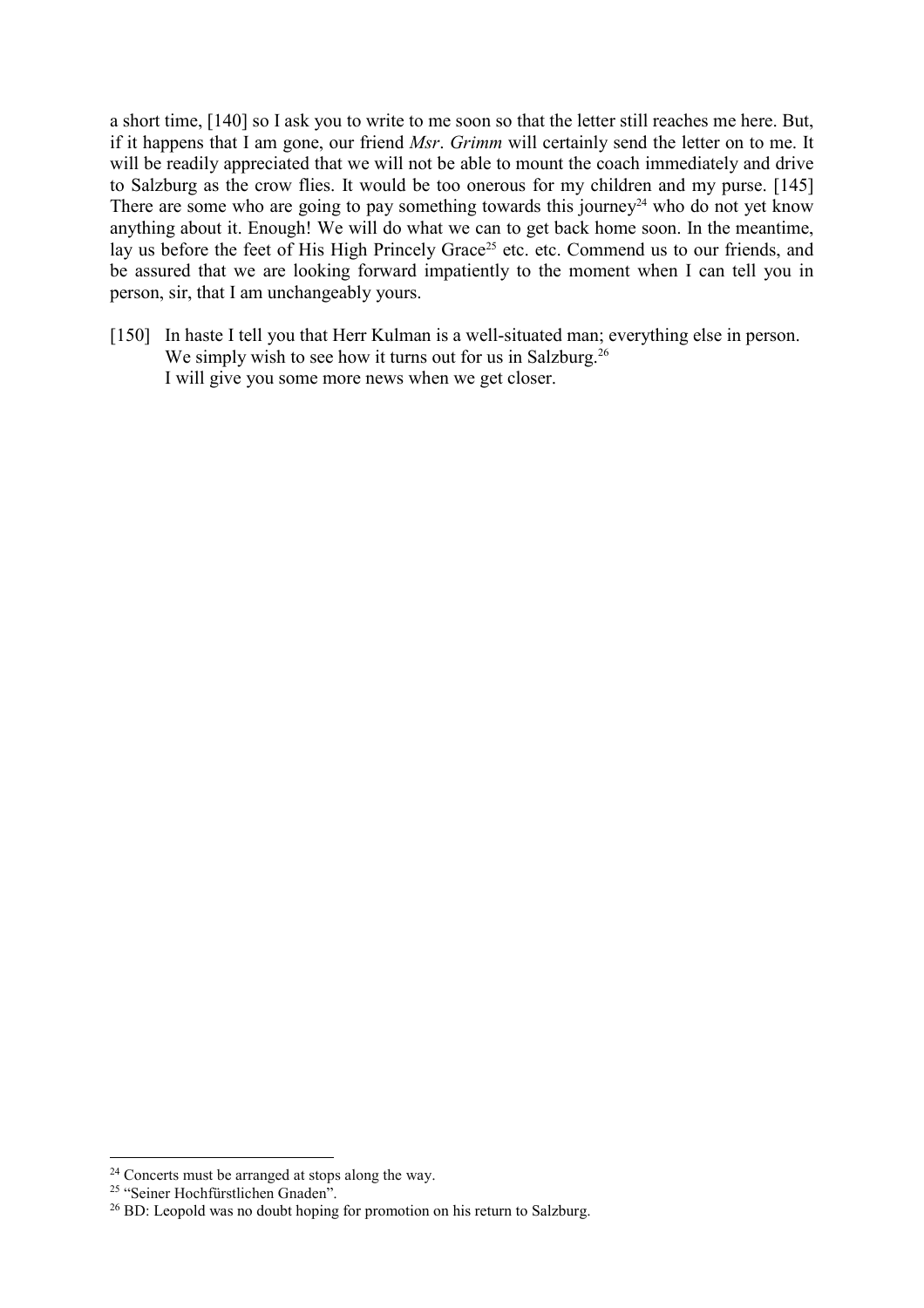a short time, [140] so I ask you to write to me soon so that the letter still reaches me here. But, if it happens that I am gone, our friend *Msr*. *Grimm* will certainly send the letter on to me. It will be readily appreciated that we will not be able to mount the coach immediately and drive to Salzburg as the crow flies. It would be too onerous for my children and my purse. [145] There are some who are going to pay something towards this journey[24] who do not yet know anything about it. Enough! We will do what we can to get back home soon. In the meantime, lay us before the feet of His High Princely Grace[25] etc. etc. Commend us to our friends, and be assured that we are looking forward impatiently to the moment when I can tell you in person, sir, that I am unchangeably yours.

[150] In haste I tell you that Herr Kulman is a well-situated man; everything else in person. We simply wish to see how it turns out for us in Salzburg.[26]
I will give you some more news when we get closer.

---

[24] Concerts must be arranged at stops along the way.

[25] "Seiner Hochfürstlichen Gnaden".

[26] BD: Leopold was no doubt hoping for promotion on his return to Salzburg.